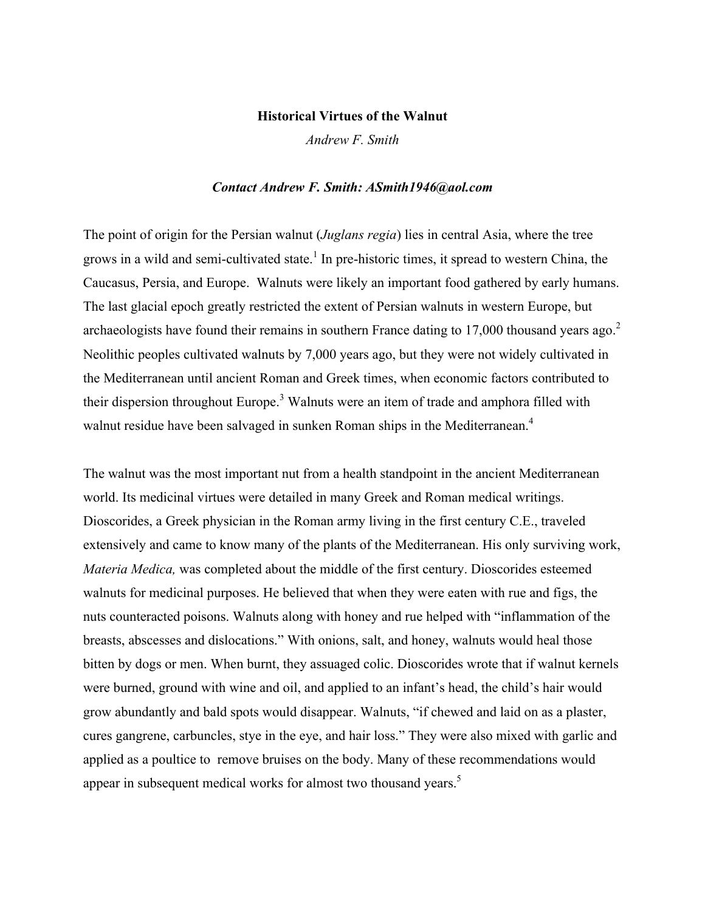# Historical Virtues of the Walnut

*Andrew F. Smith*

***Contact Andrew F. Smith: ASmith1946@aol.com***

The point of origin for the Persian walnut (*Juglans regia*) lies in central Asia, where the tree grows in a wild and semi-cultivated state.[1] In pre-historic times, it spread to western China, the Caucasus, Persia, and Europe. Walnuts were likely an important food gathered by early humans. The last glacial epoch greatly restricted the extent of Persian walnuts in western Europe, but archaeologists have found their remains in southern France dating to 17,000 thousand years ago.[2] Neolithic peoples cultivated walnuts by 7,000 years ago, but they were not widely cultivated in the Mediterranean until ancient Roman and Greek times, when economic factors contributed to their dispersion throughout Europe.[3] Walnuts were an item of trade and amphora filled with walnut residue have been salvaged in sunken Roman ships in the Mediterranean.[4]

The walnut was the most important nut from a health standpoint in the ancient Mediterranean world. Its medicinal virtues were detailed in many Greek and Roman medical writings. Dioscorides, a Greek physician in the Roman army living in the first century C.E., traveled extensively and came to know many of the plants of the Mediterranean. His only surviving work, *Materia Medica,* was completed about the middle of the first century. Dioscorides esteemed walnuts for medicinal purposes. He believed that when they were eaten with rue and figs, the nuts counteracted poisons. Walnuts along with honey and rue helped with "inflammation of the breasts, abscesses and dislocations." With onions, salt, and honey, walnuts would heal those bitten by dogs or men. When burnt, they assuaged colic. Dioscorides wrote that if walnut kernels were burned, ground with wine and oil, and applied to an infant's head, the child's hair would grow abundantly and bald spots would disappear. Walnuts, "if chewed and laid on as a plaster, cures gangrene, carbuncles, stye in the eye, and hair loss." They were also mixed with garlic and applied as a poultice to remove bruises on the body. Many of these recommendations would appear in subsequent medical works for almost two thousand years.[5]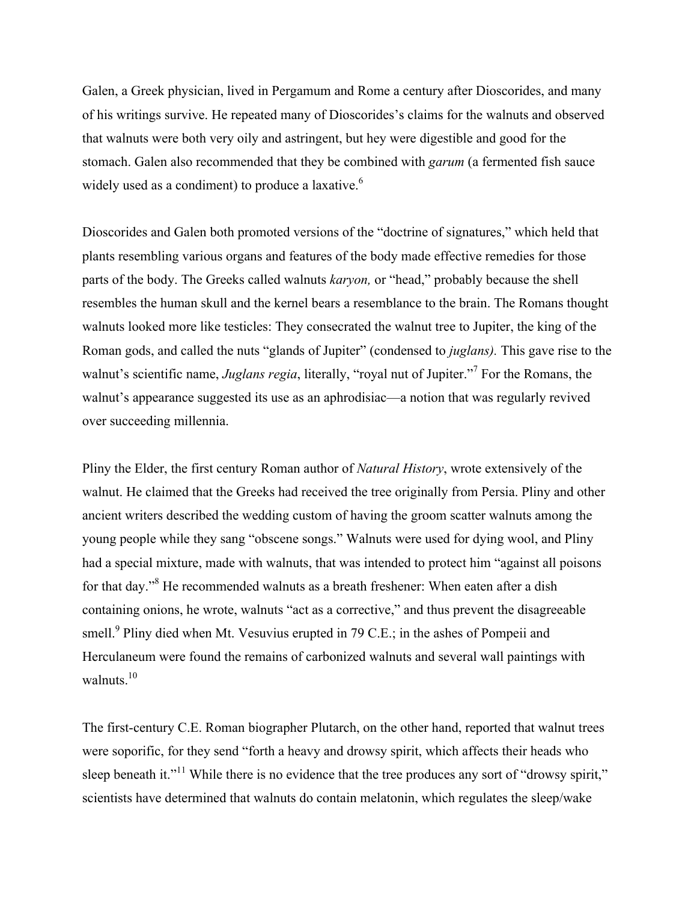Galen, a Greek physician, lived in Pergamum and Rome a century after Dioscorides, and many of his writings survive. He repeated many of Dioscorides's claims for the walnuts and observed that walnuts were both very oily and astringent, but hey were digestible and good for the stomach. Galen also recommended that they be combined with *garum* (a fermented fish sauce widely used as a condiment) to produce a laxative.[6]

Dioscorides and Galen both promoted versions of the "doctrine of signatures," which held that plants resembling various organs and features of the body made effective remedies for those parts of the body. The Greeks called walnuts *karyon,* or "head," probably because the shell resembles the human skull and the kernel bears a resemblance to the brain. The Romans thought walnuts looked more like testicles: They consecrated the walnut tree to Jupiter, the king of the Roman gods, and called the nuts "glands of Jupiter" (condensed to *juglans).* This gave rise to the walnut's scientific name, *Juglans regia*, literally, "royal nut of Jupiter."[7] For the Romans, the walnut's appearance suggested its use as an aphrodisiac—a notion that was regularly revived over succeeding millennia.

Pliny the Elder, the first century Roman author of *Natural History*, wrote extensively of the walnut. He claimed that the Greeks had received the tree originally from Persia. Pliny and other ancient writers described the wedding custom of having the groom scatter walnuts among the young people while they sang "obscene songs." Walnuts were used for dying wool, and Pliny had a special mixture, made with walnuts, that was intended to protect him "against all poisons for that day."[8] He recommended walnuts as a breath freshener: When eaten after a dish containing onions, he wrote, walnuts "act as a corrective," and thus prevent the disagreeable smell.[9] Pliny died when Mt. Vesuvius erupted in 79 C.E.; in the ashes of Pompeii and Herculaneum were found the remains of carbonized walnuts and several wall paintings with walnuts.[10]

The first-century C.E. Roman biographer Plutarch, on the other hand, reported that walnut trees were soporific, for they send "forth a heavy and drowsy spirit, which affects their heads who sleep beneath it."[11] While there is no evidence that the tree produces any sort of "drowsy spirit," scientists have determined that walnuts do contain melatonin, which regulates the sleep/wake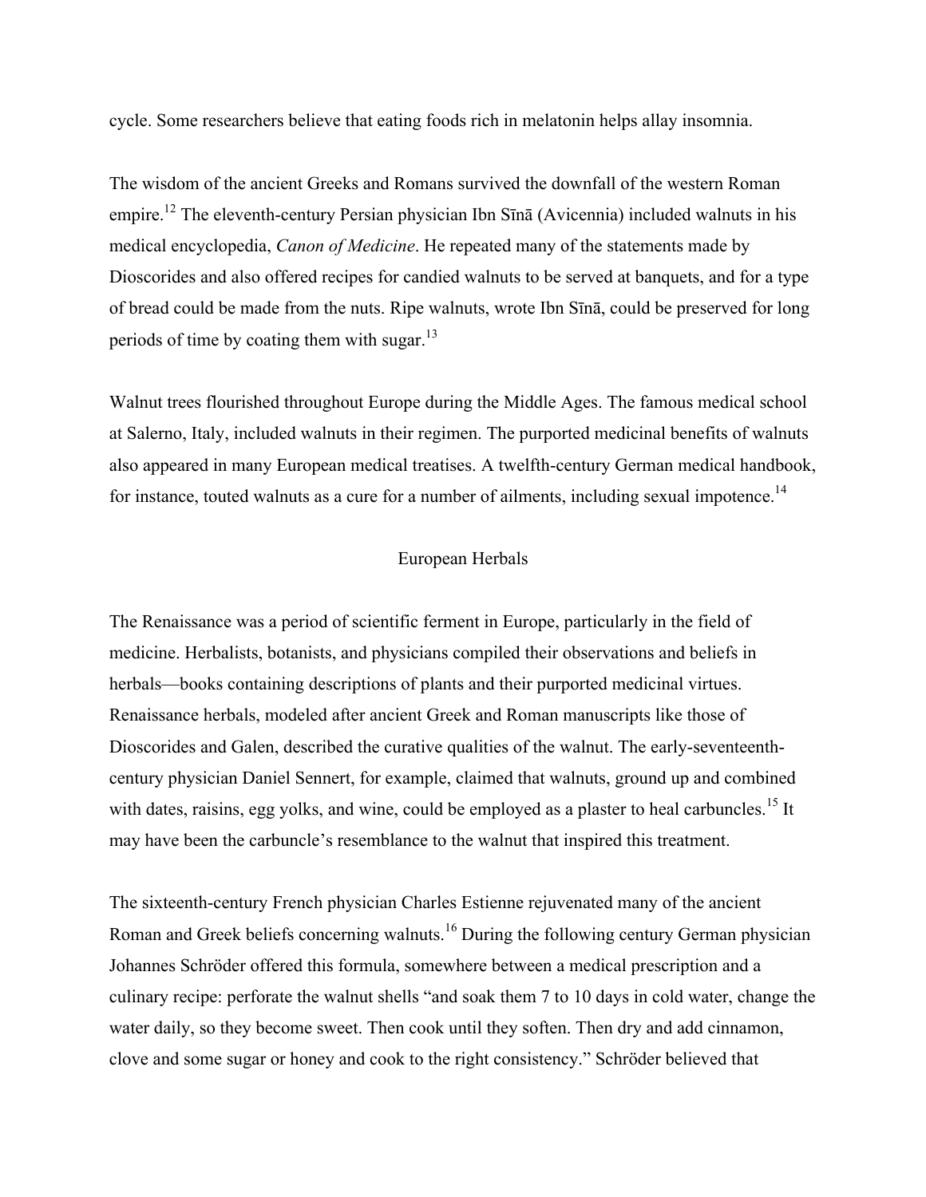cycle. Some researchers believe that eating foods rich in melatonin helps allay insomnia.

The wisdom of the ancient Greeks and Romans survived the downfall of the western Roman empire.[12] The eleventh-century Persian physician Ibn Sīnā (Avicennia) included walnuts in his medical encyclopedia, *Canon of Medicine*. He repeated many of the statements made by Dioscorides and also offered recipes for candied walnuts to be served at banquets, and for a type of bread could be made from the nuts. Ripe walnuts, wrote Ibn Sīnā, could be preserved for long periods of time by coating them with sugar.[13]

Walnut trees flourished throughout Europe during the Middle Ages. The famous medical school at Salerno, Italy, included walnuts in their regimen. The purported medicinal benefits of walnuts also appeared in many European medical treatises. A twelfth-century German medical handbook, for instance, touted walnuts as a cure for a number of ailments, including sexual impotence.[14]

## European Herbals

The Renaissance was a period of scientific ferment in Europe, particularly in the field of medicine. Herbalists, botanists, and physicians compiled their observations and beliefs in herbals—books containing descriptions of plants and their purported medicinal virtues. Renaissance herbals, modeled after ancient Greek and Roman manuscripts like those of Dioscorides and Galen, described the curative qualities of the walnut. The early-seventeenth-century physician Daniel Sennert, for example, claimed that walnuts, ground up and combined with dates, raisins, egg yolks, and wine, could be employed as a plaster to heal carbuncles.[15] It may have been the carbuncle's resemblance to the walnut that inspired this treatment.

The sixteenth-century French physician Charles Estienne rejuvenated many of the ancient Roman and Greek beliefs concerning walnuts.[16] During the following century German physician Johannes Schröder offered this formula, somewhere between a medical prescription and a culinary recipe: perforate the walnut shells "and soak them 7 to 10 days in cold water, change the water daily, so they become sweet. Then cook until they soften. Then dry and add cinnamon, clove and some sugar or honey and cook to the right consistency." Schröder believed that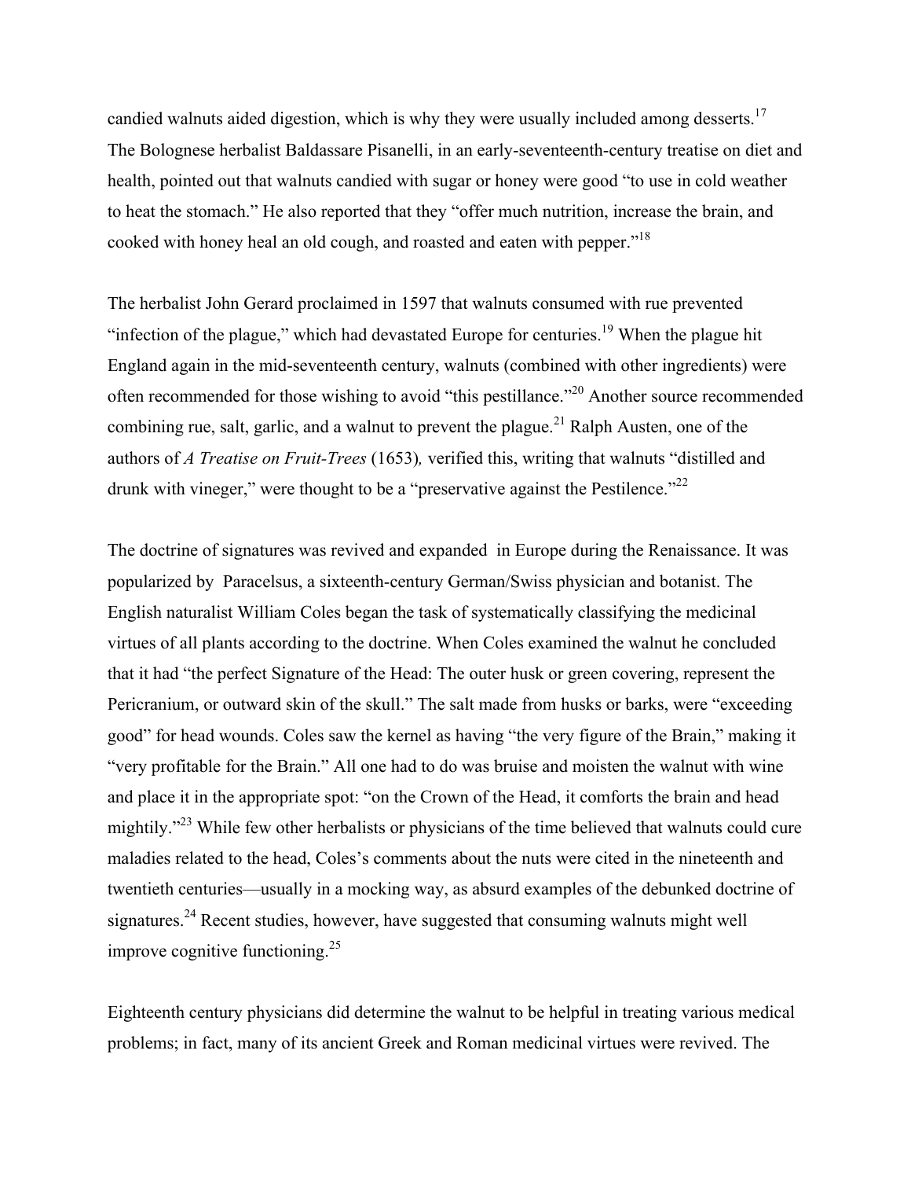candied walnuts aided digestion, which is why they were usually included among desserts.[17] The Bolognese herbalist Baldassare Pisanelli, in an early-seventeenth-century treatise on diet and health, pointed out that walnuts candied with sugar or honey were good "to use in cold weather to heat the stomach." He also reported that they "offer much nutrition, increase the brain, and cooked with honey heal an old cough, and roasted and eaten with pepper."[18]

The herbalist John Gerard proclaimed in 1597 that walnuts consumed with rue prevented "infection of the plague," which had devastated Europe for centuries.[19] When the plague hit England again in the mid-seventeenth century, walnuts (combined with other ingredients) were often recommended for those wishing to avoid "this pestillance."[20] Another source recommended combining rue, salt, garlic, and a walnut to prevent the plague.[21] Ralph Austen, one of the authors of *A Treatise on Fruit-Trees* (1653), verified this, writing that walnuts "distilled and drunk with vineger," were thought to be a "preservative against the Pestilence."[22]

The doctrine of signatures was revived and expanded in Europe during the Renaissance. It was popularized by Paracelsus, a sixteenth-century German/Swiss physician and botanist. The English naturalist William Coles began the task of systematically classifying the medicinal virtues of all plants according to the doctrine. When Coles examined the walnut he concluded that it had "the perfect Signature of the Head: The outer husk or green covering, represent the Pericranium, or outward skin of the skull." The salt made from husks or barks, were "exceeding good" for head wounds. Coles saw the kernel as having "the very figure of the Brain," making it "very profitable for the Brain." All one had to do was bruise and moisten the walnut with wine and place it in the appropriate spot: "on the Crown of the Head, it comforts the brain and head mightily."[23] While few other herbalists or physicians of the time believed that walnuts could cure maladies related to the head, Coles's comments about the nuts were cited in the nineteenth and twentieth centuries—usually in a mocking way, as absurd examples of the debunked doctrine of signatures.[24] Recent studies, however, have suggested that consuming walnuts might well improve cognitive functioning.[25]

Eighteenth century physicians did determine the walnut to be helpful in treating various medical problems; in fact, many of its ancient Greek and Roman medicinal virtues were revived. The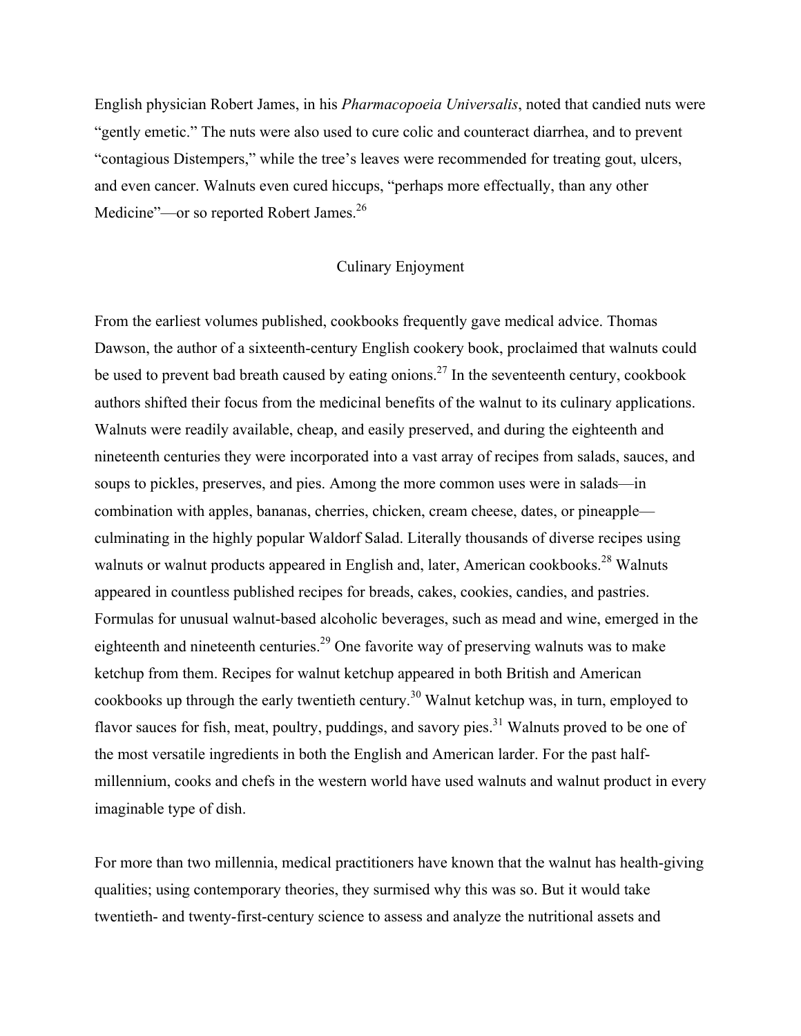English physician Robert James, in his *Pharmacopoeia Universalis*, noted that candied nuts were "gently emetic." The nuts were also used to cure colic and counteract diarrhea, and to prevent "contagious Distempers," while the tree's leaves were recommended for treating gout, ulcers, and even cancer. Walnuts even cured hiccups, "perhaps more effectually, than any other Medicine"—or so reported Robert James.[26]

## Culinary Enjoyment

From the earliest volumes published, cookbooks frequently gave medical advice. Thomas Dawson, the author of a sixteenth-century English cookery book, proclaimed that walnuts could be used to prevent bad breath caused by eating onions.[27] In the seventeenth century, cookbook authors shifted their focus from the medicinal benefits of the walnut to its culinary applications. Walnuts were readily available, cheap, and easily preserved, and during the eighteenth and nineteenth centuries they were incorporated into a vast array of recipes from salads, sauces, and soups to pickles, preserves, and pies. Among the more common uses were in salads—in combination with apples, bananas, cherries, chicken, cream cheese, dates, or pineapple—culminating in the highly popular Waldorf Salad. Literally thousands of diverse recipes using walnuts or walnut products appeared in English and, later, American cookbooks.[28] Walnuts appeared in countless published recipes for breads, cakes, cookies, candies, and pastries. Formulas for unusual walnut-based alcoholic beverages, such as mead and wine, emerged in the eighteenth and nineteenth centuries.[29] One favorite way of preserving walnuts was to make ketchup from them. Recipes for walnut ketchup appeared in both British and American cookbooks up through the early twentieth century.[30] Walnut ketchup was, in turn, employed to flavor sauces for fish, meat, poultry, puddings, and savory pies.[31] Walnuts proved to be one of the most versatile ingredients in both the English and American larder. For the past half-millennium, cooks and chefs in the western world have used walnuts and walnut product in every imaginable type of dish.

For more than two millennia, medical practitioners have known that the walnut has health-giving qualities; using contemporary theories, they surmised why this was so. But it would take twentieth- and twenty-first-century science to assess and analyze the nutritional assets and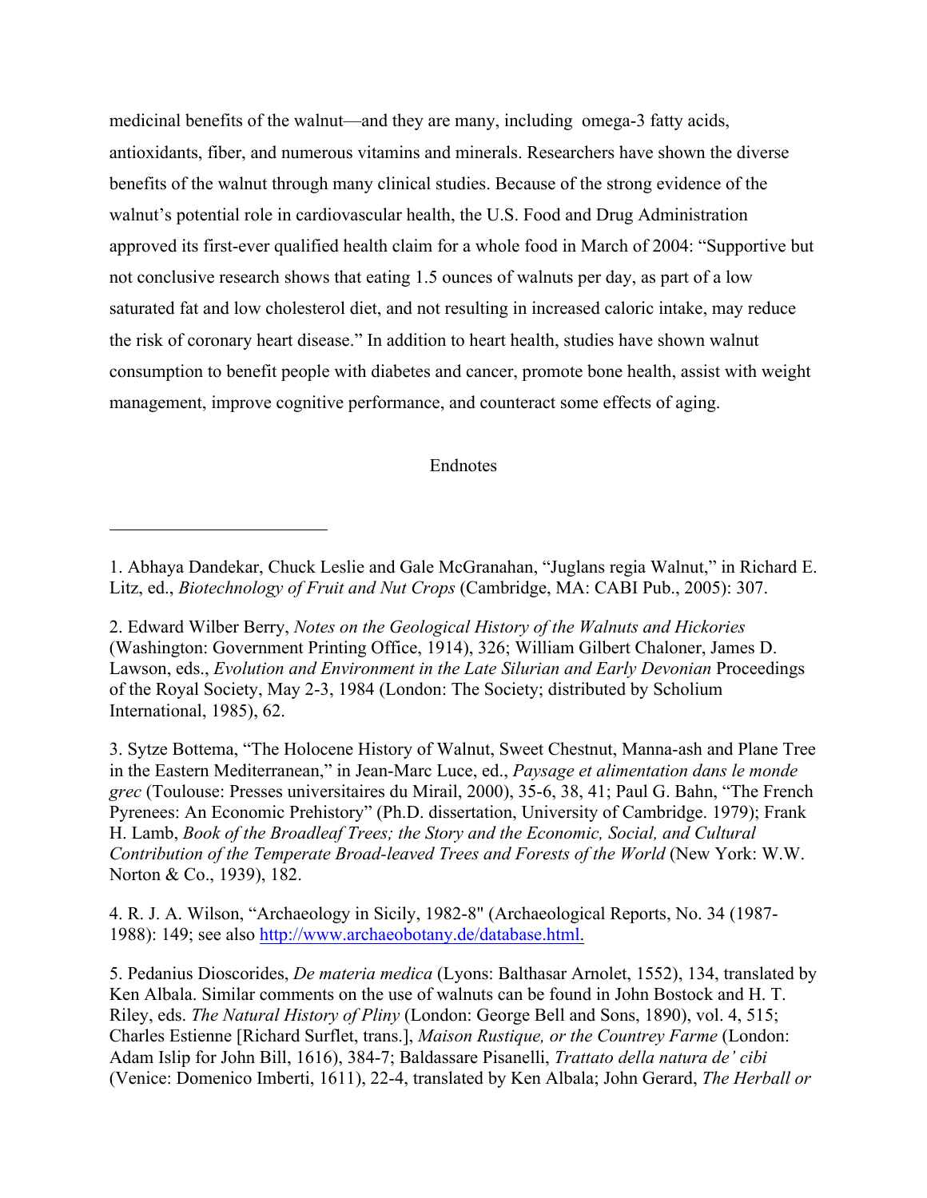medicinal benefits of the walnut—and they are many, including omega-3 fatty acids, antioxidants, fiber, and numerous vitamins and minerals. Researchers have shown the diverse benefits of the walnut through many clinical studies. Because of the strong evidence of the walnut's potential role in cardiovascular health, the U.S. Food and Drug Administration approved its first-ever qualified health claim for a whole food in March of 2004: "Supportive but not conclusive research shows that eating 1.5 ounces of walnuts per day, as part of a low saturated fat and low cholesterol diet, and not resulting in increased caloric intake, may reduce the risk of coronary heart disease." In addition to heart health, studies have shown walnut consumption to benefit people with diabetes and cancer, promote bone health, assist with weight management, improve cognitive performance, and counteract some effects of aging.

## Endnotes

---

1. Abhaya Dandekar, Chuck Leslie and Gale McGranahan, "Juglans regia Walnut," in Richard E. Litz, ed., *Biotechnology of Fruit and Nut Crops* (Cambridge, MA: CABI Pub., 2005): 307.

2. Edward Wilber Berry, *Notes on the Geological History of the Walnuts and Hickories* (Washington: Government Printing Office, 1914), 326; William Gilbert Chaloner, James D. Lawson, eds., *Evolution and Environment in the Late Silurian and Early Devonian* Proceedings of the Royal Society, May 2-3, 1984 (London: The Society; distributed by Scholium International, 1985), 62.

3. Sytze Bottema, "The Holocene History of Walnut, Sweet Chestnut, Manna-ash and Plane Tree in the Eastern Mediterranean," in Jean-Marc Luce, ed., *Paysage et alimentation dans le monde grec* (Toulouse: Presses universitaires du Mirail, 2000), 35-6, 38, 41; Paul G. Bahn, "The French Pyrenees: An Economic Prehistory" (Ph.D. dissertation, University of Cambridge. 1979); Frank H. Lamb, *Book of the Broadleaf Trees; the Story and the Economic, Social, and Cultural Contribution of the Temperate Broad-leaved Trees and Forests of the World* (New York: W.W. Norton & Co., 1939), 182.

4. R. J. A. Wilson, "Archaeology in Sicily, 1982-8" (Archaeological Reports, No. 34 (1987-1988): 149; see also http://www.archaeobotany.de/database.html.

5. Pedanius Dioscorides, *De materia medica* (Lyons: Balthasar Arnolet, 1552), 134, translated by Ken Albala. Similar comments on the use of walnuts can be found in John Bostock and H. T. Riley, eds. *The Natural History of Pliny* (London: George Bell and Sons, 1890), vol. 4, 515; Charles Estienne [Richard Surflet, trans.], *Maison Rustique, or the Countrey Farme* (London: Adam Islip for John Bill, 1616), 384-7; Baldassare Pisanelli, *Trattato della natura de' cibi* (Venice: Domenico Imberti, 1611), 22-4, translated by Ken Albala; John Gerard, *The Herball or*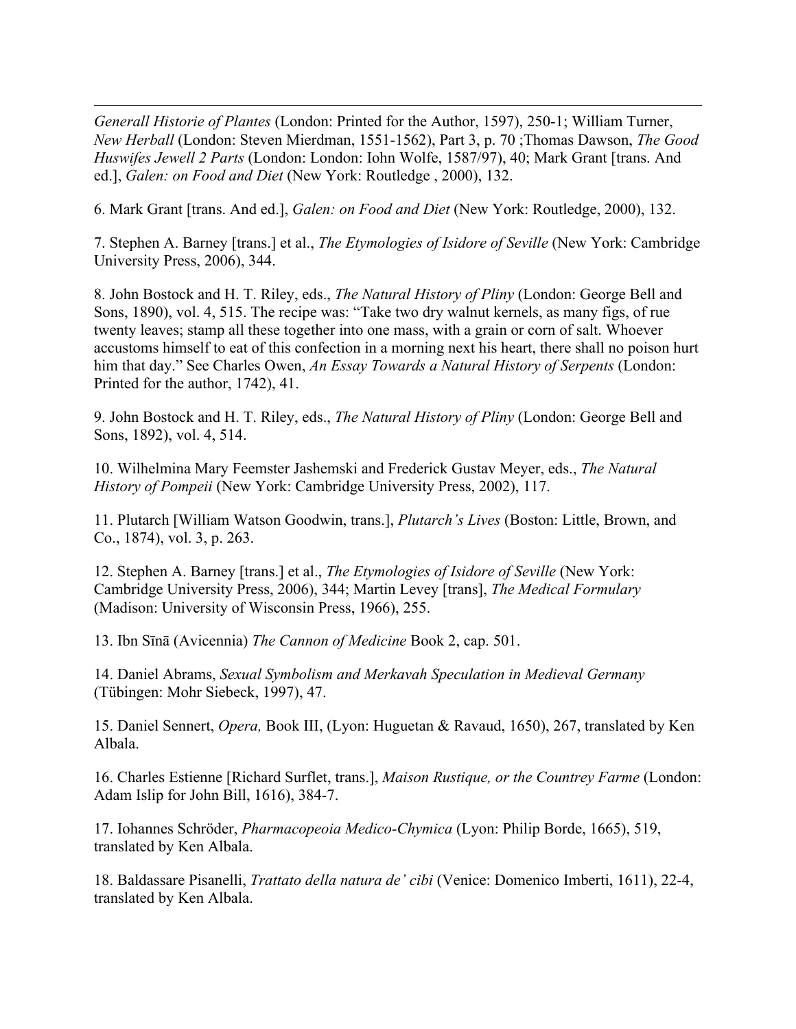*Generall Historie of Plantes* (London: Printed for the Author, 1597), 250-1; William Turner, *New Herball* (London: Steven Mierdman, 1551-1562), Part 3, p. 70 ;Thomas Dawson, *The Good Huswifes Jewell 2 Parts* (London: London: Iohn Wolfe, 1587/97), 40; Mark Grant [trans. And ed.], *Galen: on Food and Diet* (New York: Routledge , 2000), 132.

6. Mark Grant [trans. And ed.], *Galen: on Food and Diet* (New York: Routledge, 2000), 132.

7. Stephen A. Barney [trans.] et al., *The Etymologies of Isidore of Seville* (New York: Cambridge University Press, 2006), 344.

8. John Bostock and H. T. Riley, eds., *The Natural History of Pliny* (London: George Bell and Sons, 1890), vol. 4, 515. The recipe was: "Take two dry walnut kernels, as many figs, of rue twenty leaves; stamp all these together into one mass, with a grain or corn of salt. Whoever accustoms himself to eat of this confection in a morning next his heart, there shall no poison hurt him that day." See Charles Owen, *An Essay Towards a Natural History of Serpents* (London: Printed for the author, 1742), 41.

9. John Bostock and H. T. Riley, eds., *The Natural History of Pliny* (London: George Bell and Sons, 1892), vol. 4, 514.

10. Wilhelmina Mary Feemster Jashemski and Frederick Gustav Meyer, eds., *The Natural History of Pompeii* (New York: Cambridge University Press, 2002), 117.

11. Plutarch [William Watson Goodwin, trans.], *Plutarch's Lives* (Boston: Little, Brown, and Co., 1874), vol. 3, p. 263.

12. Stephen A. Barney [trans.] et al., *The Etymologies of Isidore of Seville* (New York: Cambridge University Press, 2006), 344; Martin Levey [trans], *The Medical Formulary* (Madison: University of Wisconsin Press, 1966), 255.

13. Ibn Sīnā (Avicennia) *The Cannon of Medicine* Book 2, cap. 501.

14. Daniel Abrams, *Sexual Symbolism and Merkavah Speculation in Medieval Germany* (Tübingen: Mohr Siebeck, 1997), 47.

15. Daniel Sennert, *Opera,* Book III, (Lyon: Huguetan & Ravaud, 1650), 267, translated by Ken Albala.

16. Charles Estienne [Richard Surflet, trans.], *Maison Rustique, or the Countrey Farme* (London: Adam Islip for John Bill, 1616), 384-7.

17. Iohannes Schröder, *Pharmacopeoia Medico-Chymica* (Lyon: Philip Borde, 1665), 519, translated by Ken Albala.

18. Baldassare Pisanelli, *Trattato della natura de' cibi* (Venice: Domenico Imberti, 1611), 22-4, translated by Ken Albala.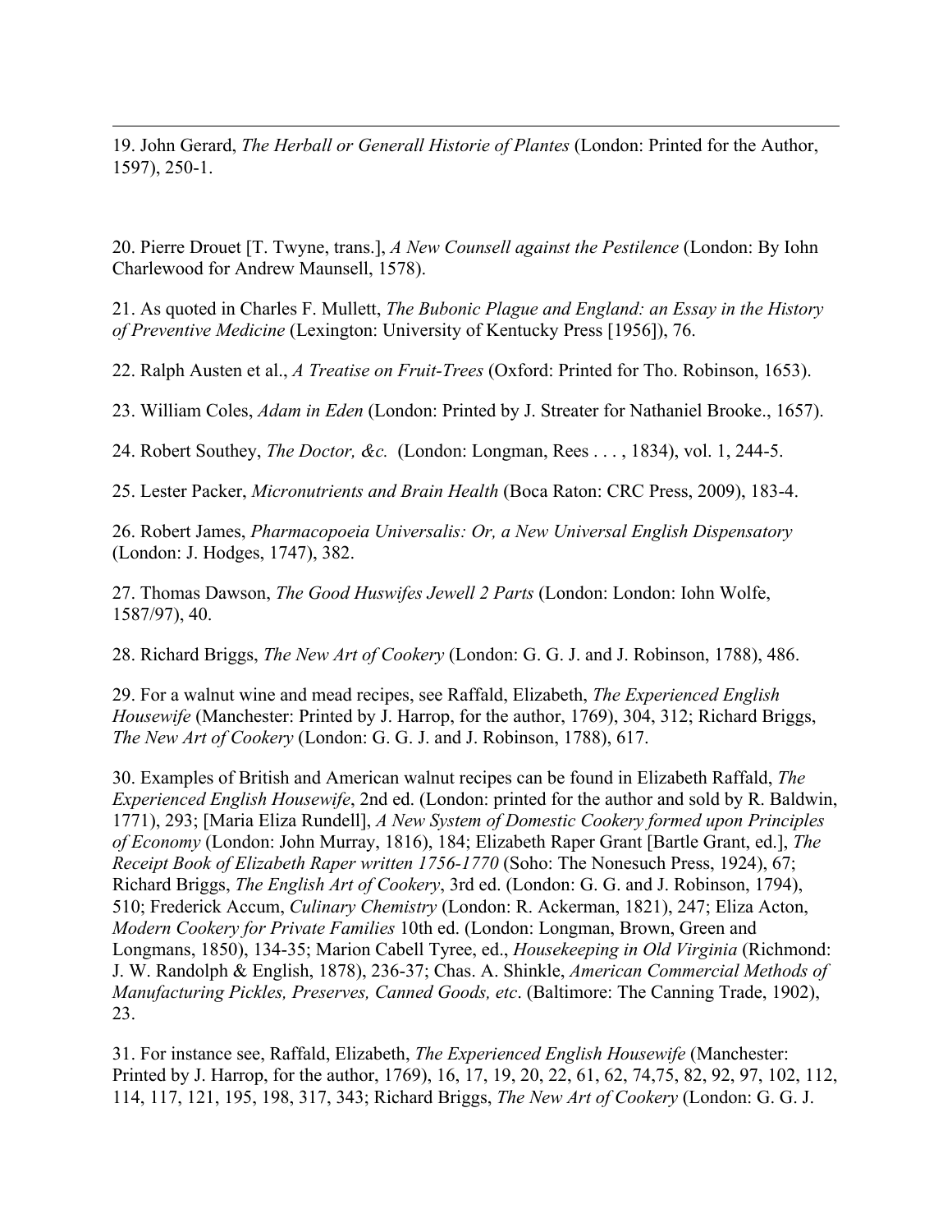19. John Gerard, *The Herball or Generall Historie of Plantes* (London: Printed for the Author, 1597), 250-1.

20. Pierre Drouet [T. Twyne, trans.], *A New Counsell against the Pestilence* (London: By Iohn Charlewood for Andrew Maunsell, 1578).

21. As quoted in Charles F. Mullett, *The Bubonic Plague and England: an Essay in the History of Preventive Medicine* (Lexington: University of Kentucky Press [1956]), 76.

22. Ralph Austen et al., *A Treatise on Fruit-Trees* (Oxford: Printed for Tho. Robinson, 1653).

23. William Coles, *Adam in Eden* (London: Printed by J. Streater for Nathaniel Brooke., 1657).

24. Robert Southey, *The Doctor, &c.* (London: Longman, Rees . . . , 1834), vol. 1, 244-5.

25. Lester Packer, *Micronutrients and Brain Health* (Boca Raton: CRC Press, 2009), 183-4.

26. Robert James, *Pharmacopoeia Universalis: Or, a New Universal English Dispensatory* (London: J. Hodges, 1747), 382.

27. Thomas Dawson, *The Good Huswifes Jewell 2 Parts* (London: London: Iohn Wolfe, 1587/97), 40.

28. Richard Briggs, *The New Art of Cookery* (London: G. G. J. and J. Robinson, 1788), 486.

29. For a walnut wine and mead recipes, see Raffald, Elizabeth, *The Experienced English Housewife* (Manchester: Printed by J. Harrop, for the author, 1769), 304, 312; Richard Briggs, *The New Art of Cookery* (London: G. G. J. and J. Robinson, 1788), 617.

30. Examples of British and American walnut recipes can be found in Elizabeth Raffald, *The Experienced English Housewife*, 2nd ed. (London: printed for the author and sold by R. Baldwin, 1771), 293; [Maria Eliza Rundell], *A New System of Domestic Cookery formed upon Principles of Economy* (London: John Murray, 1816), 184; Elizabeth Raper Grant [Bartle Grant, ed.], *The Receipt Book of Elizabeth Raper written 1756-1770* (Soho: The Nonesuch Press, 1924), 67; Richard Briggs, *The English Art of Cookery*, 3rd ed. (London: G. G. and J. Robinson, 1794), 510; Frederick Accum, *Culinary Chemistry* (London: R. Ackerman, 1821), 247; Eliza Acton, *Modern Cookery for Private Families* 10th ed. (London: Longman, Brown, Green and Longmans, 1850), 134-35; Marion Cabell Tyree, ed., *Housekeeping in Old Virginia* (Richmond: J. W. Randolph & English, 1878), 236-37; Chas. A. Shinkle, *American Commercial Methods of Manufacturing Pickles, Preserves, Canned Goods, etc*. (Baltimore: The Canning Trade, 1902), 23.

31. For instance see, Raffald, Elizabeth, *The Experienced English Housewife* (Manchester: Printed by J. Harrop, for the author, 1769), 16, 17, 19, 20, 22, 61, 62, 74,75, 82, 92, 97, 102, 112, 114, 117, 121, 195, 198, 317, 343; Richard Briggs, *The New Art of Cookery* (London: G. G. J.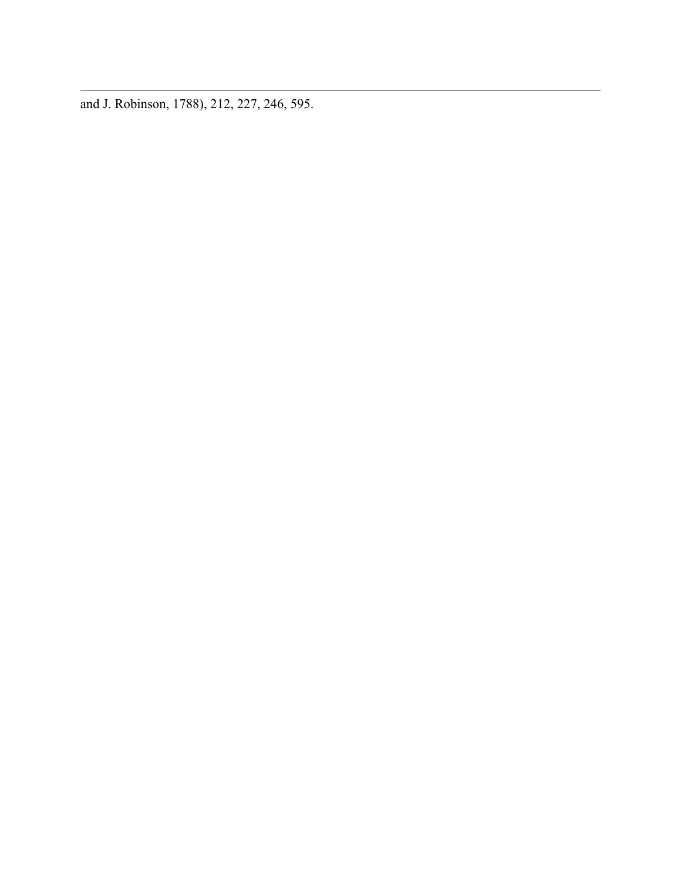and J. Robinson, 1788), 212, 227, 246, 595.